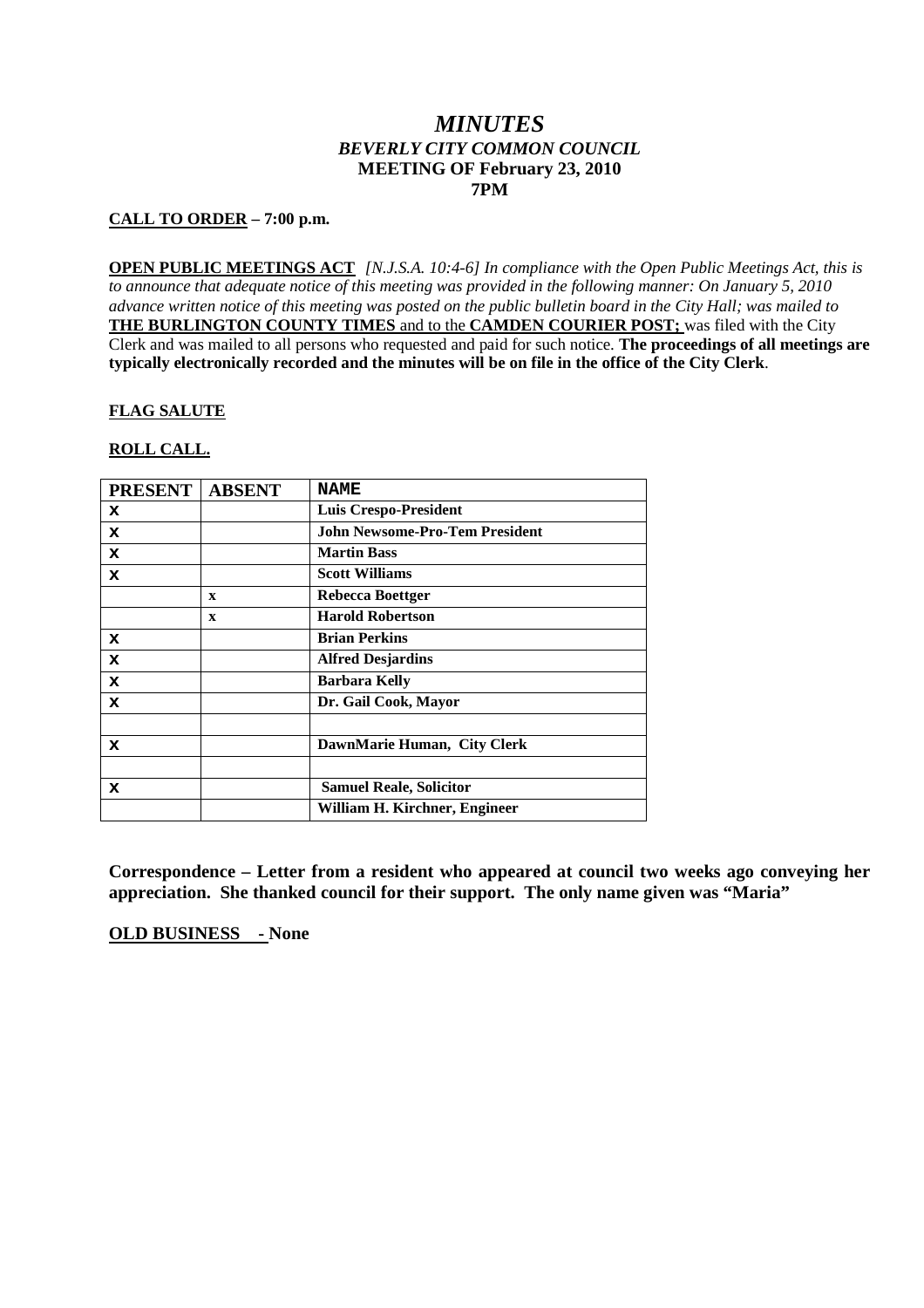# *MINUTES*
## *BEVERLY CITY COMMON COUNCIL*
## MEETING OF February 23, 2010
## 7PM

**CALL TO ORDER – 7:00 p.m.**

**OPEN PUBLIC MEETINGS ACT** *[N.J.S.A. 10:4-6] In compliance with the Open Public Meetings Act, this is to announce that adequate notice of this meeting was provided in the following manner: On January 5, 2010 advance written notice of this meeting was posted on the public bulletin board in the City Hall; was mailed to* **THE BURLINGTON COUNTY TIMES** and to the **CAMDEN COURIER POST;** was filed with the City Clerk and was mailed to all persons who requested and paid for such notice. **The proceedings of all meetings are typically electronically recorded and the minutes will be on file in the office of the City Clerk**.

**FLAG SALUTE**

**ROLL CALL.**

| PRESENT | ABSENT | NAME |
|---|---|---|
| X | | Luis Crespo-President |
| X | | John Newsome-Pro-Tem President |
| X | | Martin Bass |
| X | | Scott Williams |
| | x | Rebecca Boettger |
| | x | Harold Robertson |
| X | | Brian Perkins |
| X | | Alfred Desjardins |
| X | | Barbara Kelly |
| X | | Dr. Gail Cook, Mayor |
| | | |
| X | | DawnMarie Human, City Clerk |
| | | |
| X | | Samuel Reale, Solicitor |
| | | William H. Kirchner, Engineer |

**Correspondence – Letter from a resident who appeared at council two weeks ago conveying her appreciation. She thanked council for their support. The only name given was "Maria"**

**OLD BUSINESS - None**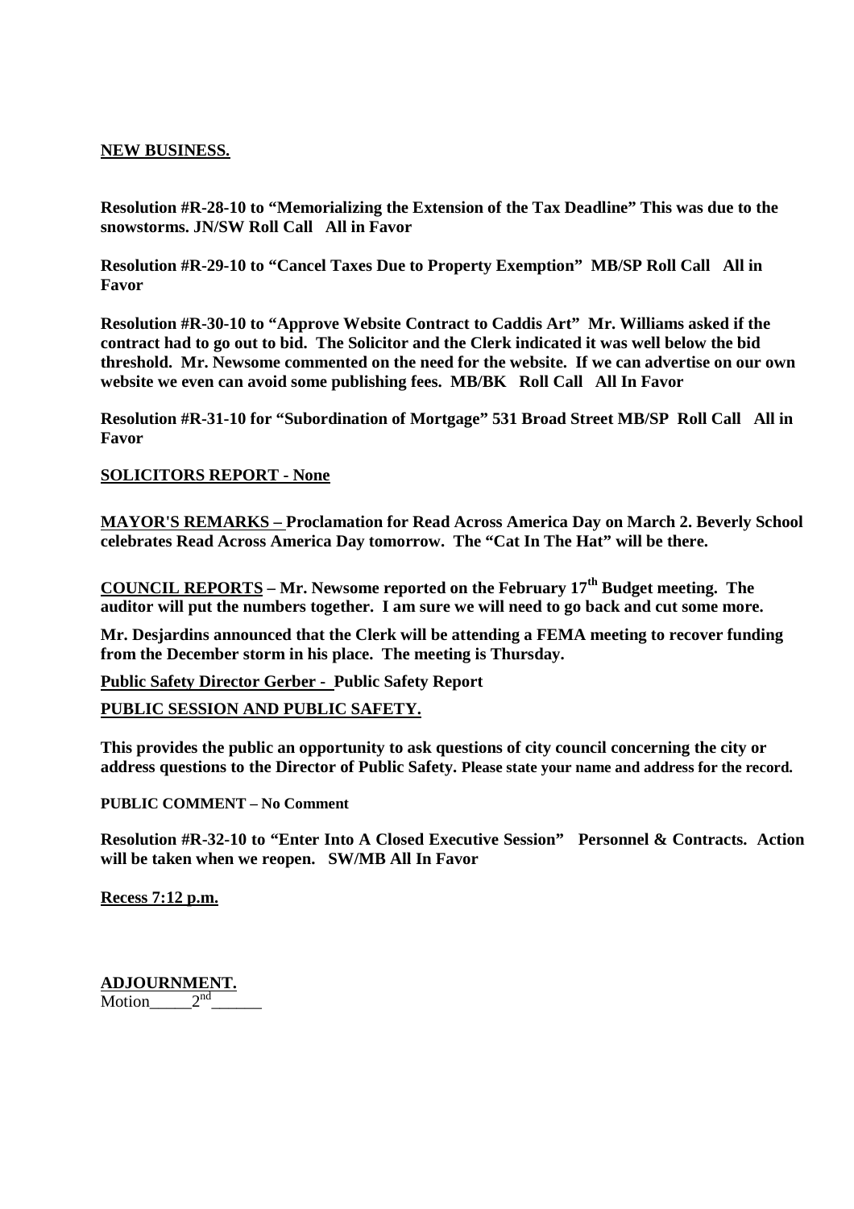**NEW BUSINESS.**

**Resolution #R-28-10 to "Memorializing the Extension of the Tax Deadline" This was due to the snowstorms. JN/SW Roll Call All in Favor**

**Resolution #R-29-10 to "Cancel Taxes Due to Property Exemption" MB/SP Roll Call All in Favor**

**Resolution #R-30-10 to "Approve Website Contract to Caddis Art" Mr. Williams asked if the contract had to go out to bid. The Solicitor and the Clerk indicated it was well below the bid threshold. Mr. Newsome commented on the need for the website. If we can advertise on our own website we even can avoid some publishing fees. MB/BK Roll Call All In Favor**

**Resolution #R-31-10 for "Subordination of Mortgage" 531 Broad Street MB/SP Roll Call All in Favor**

**SOLICITORS REPORT - None**

**MAYOR'S REMARKS – Proclamation for Read Across America Day on March 2. Beverly School celebrates Read Across America Day tomorrow. The "Cat In The Hat" will be there.**

**COUNCIL REPORTS – Mr. Newsome reported on the February 17th Budget meeting. The auditor will put the numbers together. I am sure we will need to go back and cut some more.**

**Mr. Desjardins announced that the Clerk will be attending a FEMA meeting to recover funding from the December storm in his place. The meeting is Thursday.**

**Public Safety Director Gerber - Public Safety Report**

**PUBLIC SESSION AND PUBLIC SAFETY.**

**This provides the public an opportunity to ask questions of city council concerning the city or address questions to the Director of Public Safety. Please state your name and address for the record.**

**PUBLIC COMMENT – No Comment**

**Resolution #R-32-10 to "Enter Into A Closed Executive Session" Personnel & Contracts. Action will be taken when we reopen. SW/MB All In Favor**

**Recess 7:12 p.m.**

**ADJOURNMENT.**

Motion_____2nd______